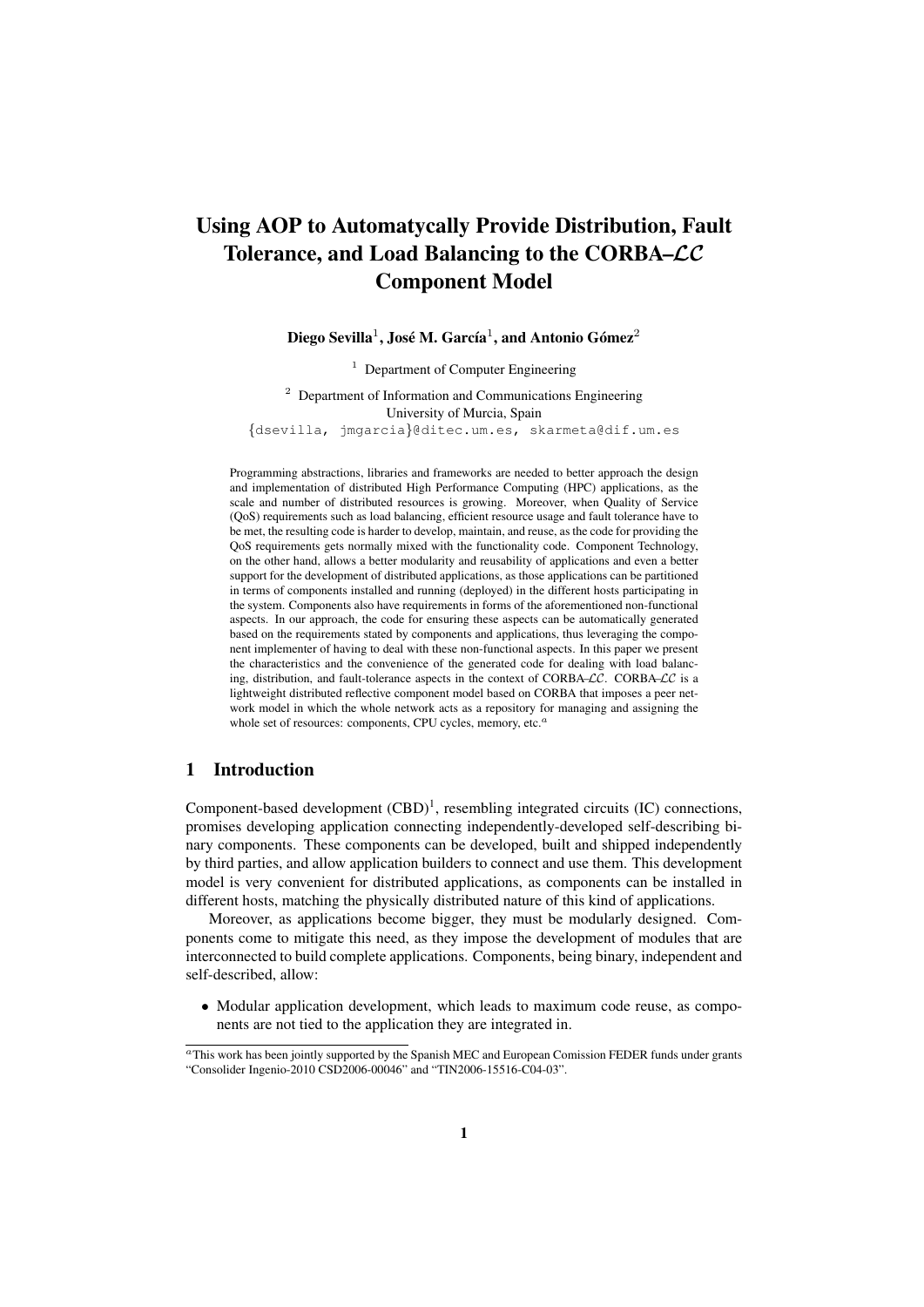# Using AOP to Automatycally Provide Distribution, Fault Tolerance, and Load Balancing to the CORBA–$\mathcal{LC}$ Component Model

**Diego Sevilla**[1], **José M. García**[1], **and Antonio Gómez**[2]

[1] Department of Computer Engineering

[2] Department of Information and Communications Engineering
University of Murcia, Spain
{dsevilla, jmgarcia}@ditec.um.es, skarmeta@dif.um.es

Programming abstractions, libraries and frameworks are needed to better approach the design and implementation of distributed High Performance Computing (HPC) applications, as the scale and number of distributed resources is growing. Moreover, when Quality of Service (QoS) requirements such as load balancing, efficient resource usage and fault tolerance have to be met, the resulting code is harder to develop, maintain, and reuse, as the code for providing the QoS requirements gets normally mixed with the functionality code. Component Technology, on the other hand, allows a better modularity and reusability of applications and even a better support for the development of distributed applications, as those applications can be partitioned in terms of components installed and running (deployed) in the different hosts participating in the system. Components also have requirements in forms of the aforementioned non-functional aspects. In our approach, the code for ensuring these aspects can be automatically generated based on the requirements stated by components and applications, thus leveraging the component implementer of having to deal with these non-functional aspects. In this paper we present the characteristics and the convenience of the generated code for dealing with load balancing, distribution, and fault-tolerance aspects in the context of CORBA–$\mathcal{LC}$. CORBA–$\mathcal{LC}$ is a lightweight distributed reflective component model based on CORBA that imposes a peer network model in which the whole network acts as a repository for managing and assigning the whole set of resources: components, CPU cycles, memory, etc.[a]

## 1 Introduction

Component-based development (CBD)[1], resembling integrated circuits (IC) connections, promises developing application connecting independently-developed self-describing binary components. These components can be developed, built and shipped independently by third parties, and allow application builders to connect and use them. This development model is very convenient for distributed applications, as components can be installed in different hosts, matching the physically distributed nature of this kind of applications.

Moreover, as applications become bigger, they must be modularly designed. Components come to mitigate this need, as they impose the development of modules that are interconnected to build complete applications. Components, being binary, independent and self-described, allow:

- Modular application development, which leads to maximum code reuse, as components are not tied to the application they are integrated in.

[a] This work has been jointly supported by the Spanish MEC and European Comission FEDER funds under grants "Consolider Ingenio-2010 CSD2006-00046" and "TIN2006-15516-C04-03".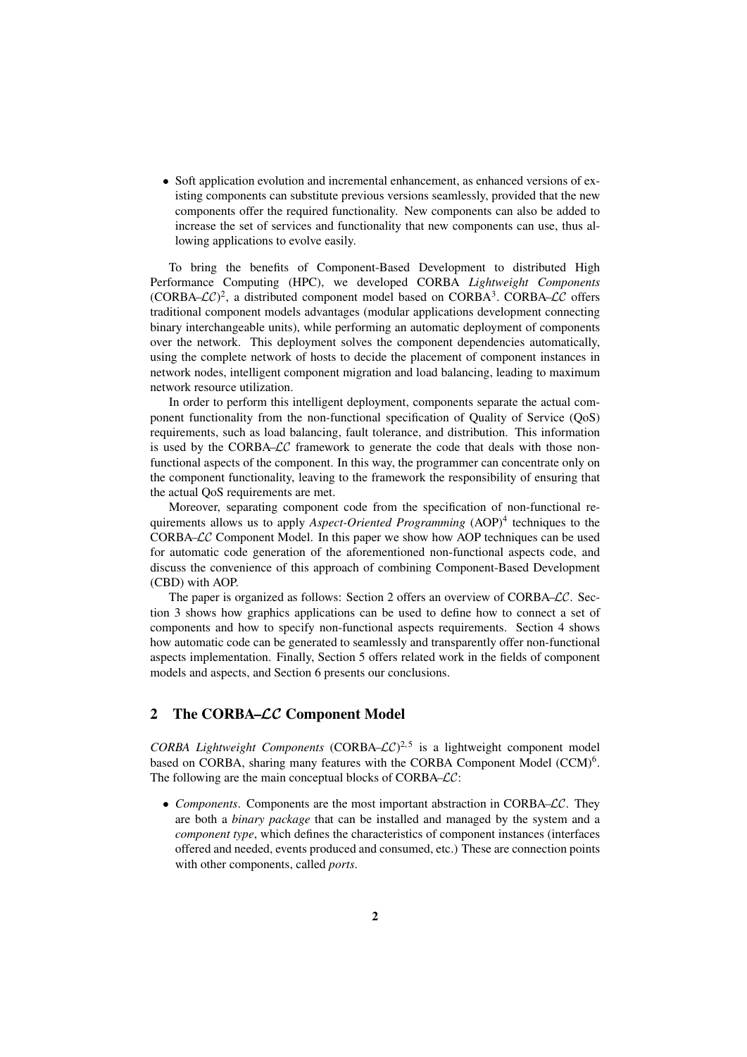- Soft application evolution and incremental enhancement, as enhanced versions of existing components can substitute previous versions seamlessly, provided that the new components offer the required functionality. New components can also be added to increase the set of services and functionality that new components can use, thus allowing applications to evolve easily.

To bring the benefits of Component-Based Development to distributed High Performance Computing (HPC), we developed CORBA *Lightweight Components* (CORBA–$\mathcal{LC}$)[2], a distributed component model based on CORBA[3]. CORBA–$\mathcal{LC}$ offers traditional component models advantages (modular applications development connecting binary interchangeable units), while performing an automatic deployment of components over the network. This deployment solves the component dependencies automatically, using the complete network of hosts to decide the placement of component instances in network nodes, intelligent component migration and load balancing, leading to maximum network resource utilization.

In order to perform this intelligent deployment, components separate the actual component functionality from the non-functional specification of Quality of Service (QoS) requirements, such as load balancing, fault tolerance, and distribution. This information is used by the CORBA–$\mathcal{LC}$ framework to generate the code that deals with those non-functional aspects of the component. In this way, the programmer can concentrate only on the component functionality, leaving to the framework the responsibility of ensuring that the actual QoS requirements are met.

Moreover, separating component code from the specification of non-functional requirements allows us to apply *Aspect-Oriented Programming* (AOP)[4] techniques to the CORBA–$\mathcal{LC}$ Component Model. In this paper we show how AOP techniques can be used for automatic code generation of the aforementioned non-functional aspects code, and discuss the convenience of this approach of combining Component-Based Development (CBD) with AOP.

The paper is organized as follows: Section 2 offers an overview of CORBA–$\mathcal{LC}$. Section 3 shows how graphics applications can be used to define how to connect a set of components and how to specify non-functional aspects requirements. Section 4 shows how automatic code can be generated to seamlessly and transparently offer non-functional aspects implementation. Finally, Section 5 offers related work in the fields of component models and aspects, and Section 6 presents our conclusions.

## 2 The CORBA–$\mathcal{LC}$ Component Model

*CORBA Lightweight Components* (CORBA–$\mathcal{LC}$)[2,5] is a lightweight component model based on CORBA, sharing many features with the CORBA Component Model (CCM)[6]. The following are the main conceptual blocks of CORBA–$\mathcal{LC}$:

- *Components*. Components are the most important abstraction in CORBA–$\mathcal{LC}$. They are both a *binary package* that can be installed and managed by the system and a *component type*, which defines the characteristics of component instances (interfaces offered and needed, events produced and consumed, etc.) These are connection points with other components, called *ports*.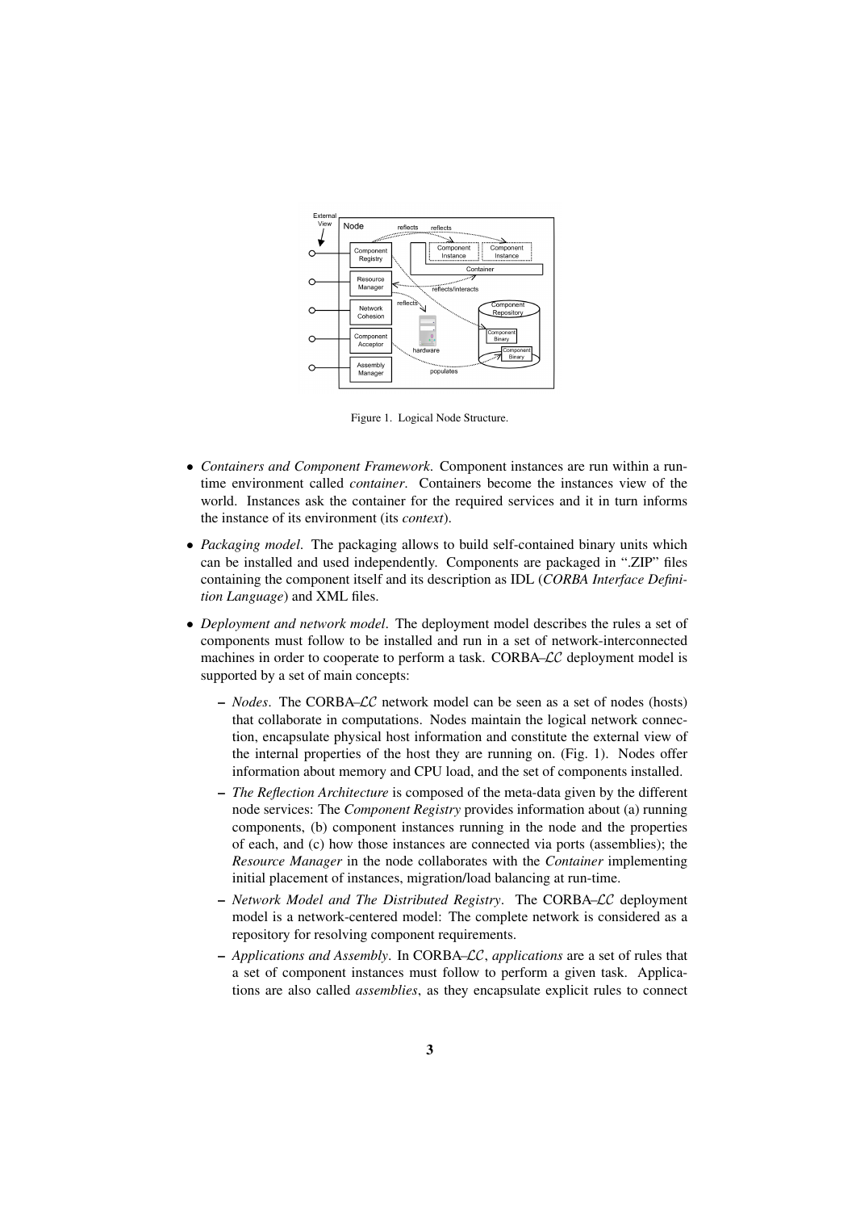Figure 1. Logical Node Structure.

- *Containers and Component Framework*. Component instances are run within a run-time environment called *container*. Containers become the instances view of the world. Instances ask the container for the required services and it in turn informs the instance of its environment (its *context*).
- *Packaging model*. The packaging allows to build self-contained binary units which can be installed and used independently. Components are packaged in ".ZIP" files containing the component itself and its description as IDL (*CORBA Interface Definition Language*) and XML files.
- *Deployment and network model*. The deployment model describes the rules a set of components must follow to be installed and run in a set of network-interconnected machines in order to cooperate to perform a task. CORBA–$\mathcal{LC}$ deployment model is supported by a set of main concepts:
  - *Nodes*. The CORBA–$\mathcal{LC}$ network model can be seen as a set of nodes (hosts) that collaborate in computations. Nodes maintain the logical network connection, encapsulate physical host information and constitute the external view of the internal properties of the host they are running on. (Fig. 1). Nodes offer information about memory and CPU load, and the set of components installed.
  - *The Reflection Architecture* is composed of the meta-data given by the different node services: The *Component Registry* provides information about (a) running components, (b) component instances running in the node and the properties of each, and (c) how those instances are connected via ports (assemblies); the *Resource Manager* in the node collaborates with the *Container* implementing initial placement of instances, migration/load balancing at run-time.
  - *Network Model and The Distributed Registry*. The CORBA–$\mathcal{LC}$ deployment model is a network-centered model: The complete network is considered as a repository for resolving component requirements.
  - *Applications and Assembly*. In CORBA–$\mathcal{LC}$, *applications* are a set of rules that a set of component instances must follow to perform a given task. Applications are also called *assemblies*, as they encapsulate explicit rules to connect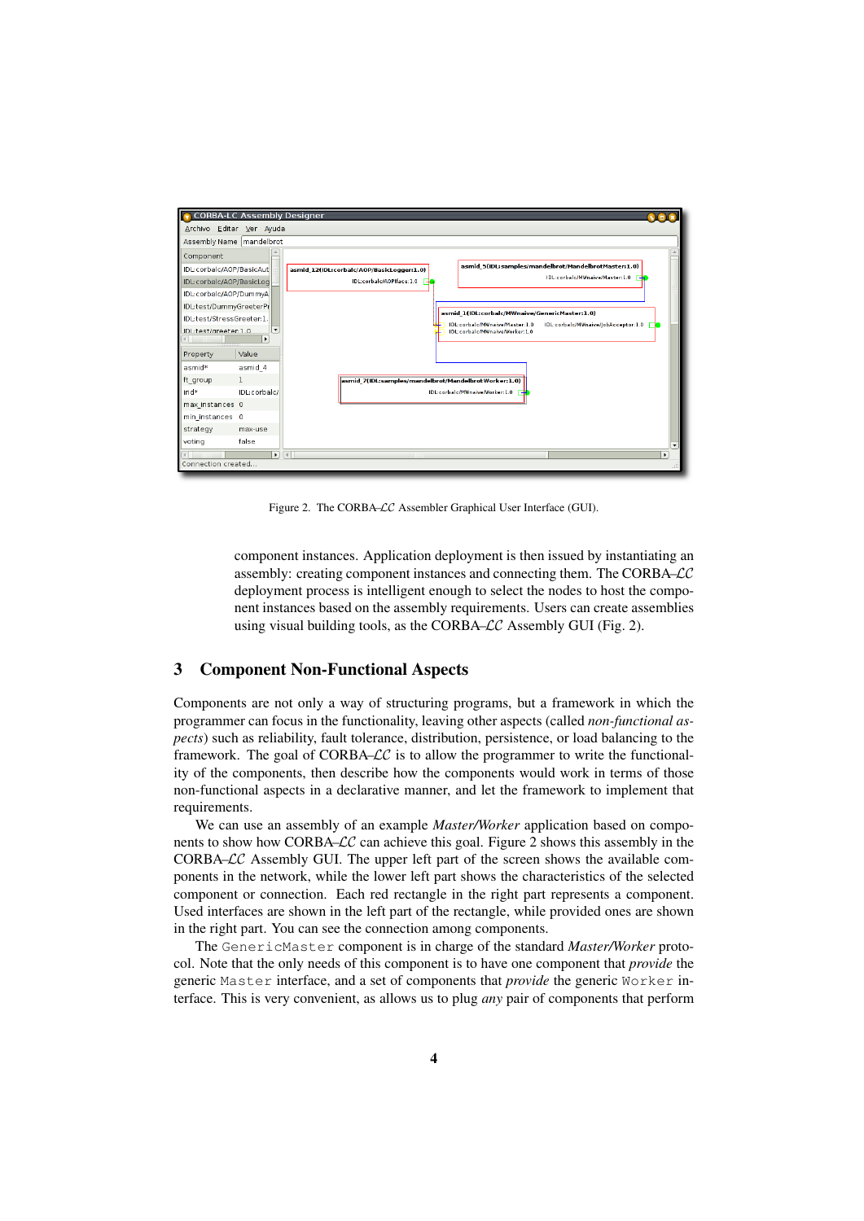Figure 2. The CORBA–$\mathcal{LC}$ Assembler Graphical User Interface (GUI).

component instances. Application deployment is then issued by instantiating an assembly: creating component instances and connecting them. The CORBA–$\mathcal{LC}$ deployment process is intelligent enough to select the nodes to host the component instances based on the assembly requirements. Users can create assemblies using visual building tools, as the CORBA–$\mathcal{LC}$ Assembly GUI (Fig. 2).

## 3 Component Non-Functional Aspects

Components are not only a way of structuring programs, but a framework in which the programmer can focus in the functionality, leaving other aspects (called *non-functional aspects*) such as reliability, fault tolerance, distribution, persistence, or load balancing to the framework. The goal of CORBA–$\mathcal{LC}$ is to allow the programmer to write the functionality of the components, then describe how the components would work in terms of those non-functional aspects in a declarative manner, and let the framework to implement that requirements.

We can use an assembly of an example *Master/Worker* application based on components to show how CORBA–$\mathcal{LC}$ can achieve this goal. Figure 2 shows this assembly in the CORBA–$\mathcal{LC}$ Assembly GUI. The upper left part of the screen shows the available components in the network, while the lower left part shows the characteristics of the selected component or connection. Each red rectangle in the right part represents a component. Used interfaces are shown in the left part of the rectangle, while provided ones are shown in the right part. You can see the connection among components.

The `GenericMaster` component is in charge of the standard *Master/Worker* protocol. Note that the only needs of this component is to have one component that *provide* the generic `Master` interface, and a set of components that *provide* the generic `Worker` interface. This is very convenient, as allows us to plug *any* pair of components that perform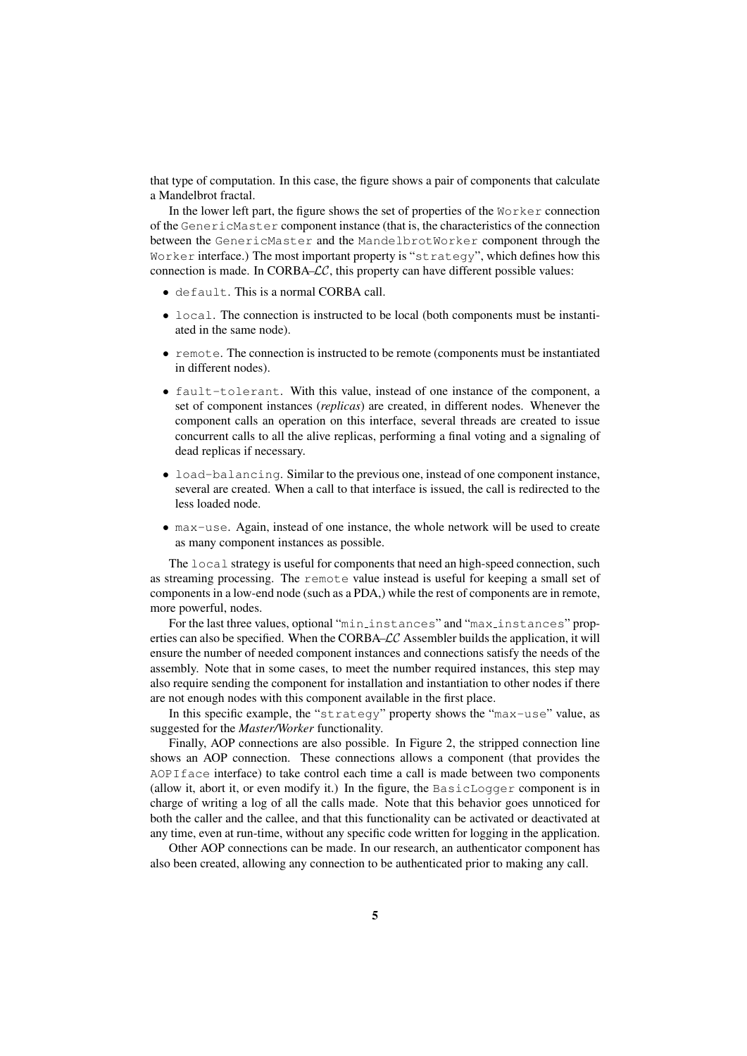that type of computation. In this case, the figure shows a pair of components that calculate a Mandelbrot fractal.

In the lower left part, the figure shows the set of properties of the `Worker` connection of the `GenericMaster` component instance (that is, the characteristics of the connection between the `GenericMaster` and the `MandelbrotWorker` component through the `Worker` interface.) The most important property is "`strategy`", which defines how this connection is made. In CORBA–$\mathcal{LC}$, this property can have different possible values:

- `default`. This is a normal CORBA call.
- `local`. The connection is instructed to be local (both components must be instantiated in the same node).
- `remote`. The connection is instructed to be remote (components must be instantiated in different nodes).
- `fault-tolerant`. With this value, instead of one instance of the component, a set of component instances (*replicas*) are created, in different nodes. Whenever the component calls an operation on this interface, several threads are created to issue concurrent calls to all the alive replicas, performing a final voting and a signaling of dead replicas if necessary.
- `load-balancing`. Similar to the previous one, instead of one component instance, several are created. When a call to that interface is issued, the call is redirected to the less loaded node.
- `max-use`. Again, instead of one instance, the whole network will be used to create as many component instances as possible.

The `local` strategy is useful for components that need an high-speed connection, such as streaming processing. The `remote` value instead is useful for keeping a small set of components in a low-end node (such as a PDA,) while the rest of components are in remote, more powerful, nodes.

For the last three values, optional "`min_instances`" and "`max_instances`" properties can also be specified. When the CORBA–$\mathcal{LC}$ Assembler builds the application, it will ensure the number of needed component instances and connections satisfy the needs of the assembly. Note that in some cases, to meet the number required instances, this step may also require sending the component for installation and instantiation to other nodes if there are not enough nodes with this component available in the first place.

In this specific example, the "`strategy`" property shows the "`max-use`" value, as suggested for the *Master/Worker* functionality.

Finally, AOP connections are also possible. In Figure 2, the stripped connection line shows an AOP connection. These connections allows a component (that provides the `AOPIface` interface) to take control each time a call is made between two components (allow it, abort it, or even modify it.) In the figure, the `BasicLogger` component is in charge of writing a log of all the calls made. Note that this behavior goes unnoticed for both the caller and the callee, and that this functionality can be activated or deactivated at any time, even at run-time, without any specific code written for logging in the application.

Other AOP connections can be made. In our research, an authenticator component has also been created, allowing any connection to be authenticated prior to making any call.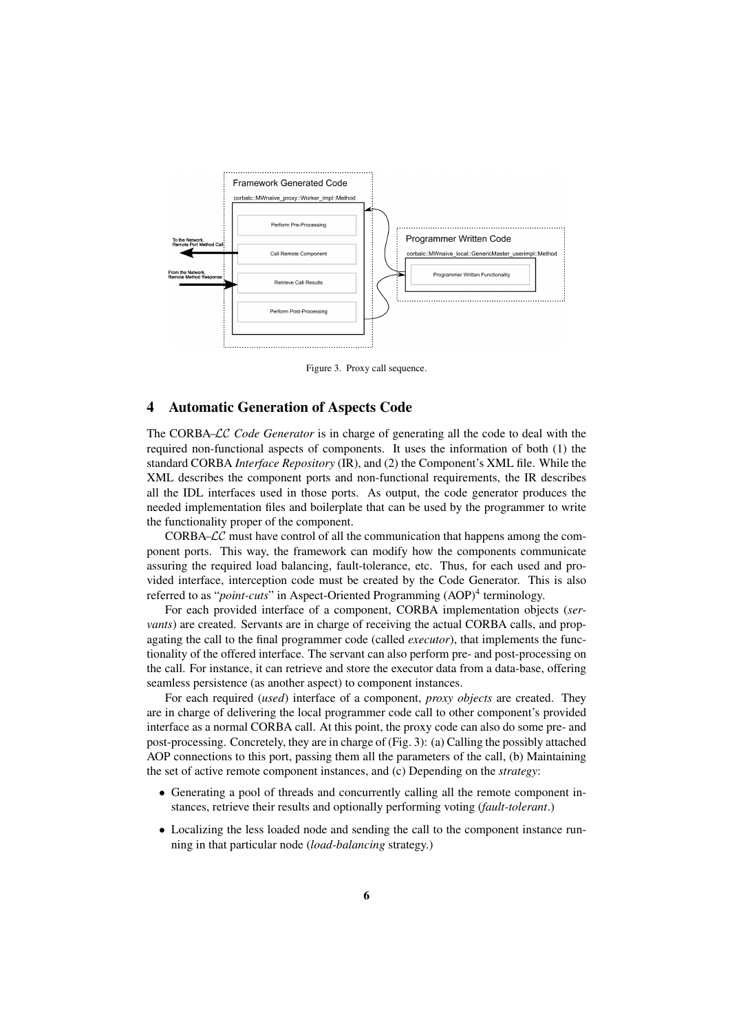Framework Generated Code

corbalc::MWnaive_proxy::Worker_impl::Method

Perform Pre-Processing

To the Network, Remote Port Method Call

Call Remote Component

From the Network, Remote Method Response

Retrieve Call Results

Perform Post-Processing

Programmer Written Code

corbalc::MWnaive_local::GenericMaster_userimpl::Method

Programmer Written Functionality

Figure 3. Proxy call sequence.

## 4 Automatic Generation of Aspects Code

The CORBA–$\mathcal{LC}$ *Code Generator* is in charge of generating all the code to deal with the required non-functional aspects of components. It uses the information of both (1) the standard CORBA *Interface Repository* (IR), and (2) the Component's XML file. While the XML describes the component ports and non-functional requirements, the IR describes all the IDL interfaces used in those ports. As output, the code generator produces the needed implementation files and boilerplate that can be used by the programmer to write the functionality proper of the component.

CORBA–$\mathcal{LC}$ must have control of all the communication that happens among the component ports. This way, the framework can modify how the components communicate assuring the required load balancing, fault-tolerance, etc. Thus, for each used and provided interface, interception code must be created by the Code Generator. This is also referred to as "*point-cuts*" in Aspect-Oriented Programming (AOP)[4] terminology.

For each provided interface of a component, CORBA implementation objects (*servants*) are created. Servants are in charge of receiving the actual CORBA calls, and propagating the call to the final programmer code (called *executor*), that implements the functionality of the offered interface. The servant can also perform pre- and post-processing on the call. For instance, it can retrieve and store the executor data from a data-base, offering seamless persistence (as another aspect) to component instances.

For each required (*used*) interface of a component, *proxy objects* are created. They are in charge of delivering the local programmer code call to other component's provided interface as a normal CORBA call. At this point, the proxy code can also do some pre- and post-processing. Concretely, they are in charge of (Fig. 3): (a) Calling the possibly attached AOP connections to this port, passing them all the parameters of the call, (b) Maintaining the set of active remote component instances, and (c) Depending on the *strategy*:

- Generating a pool of threads and concurrently calling all the remote component instances, retrieve their results and optionally performing voting (*fault-tolerant*.)
- Localizing the less loaded node and sending the call to the component instance running in that particular node (*load-balancing* strategy.)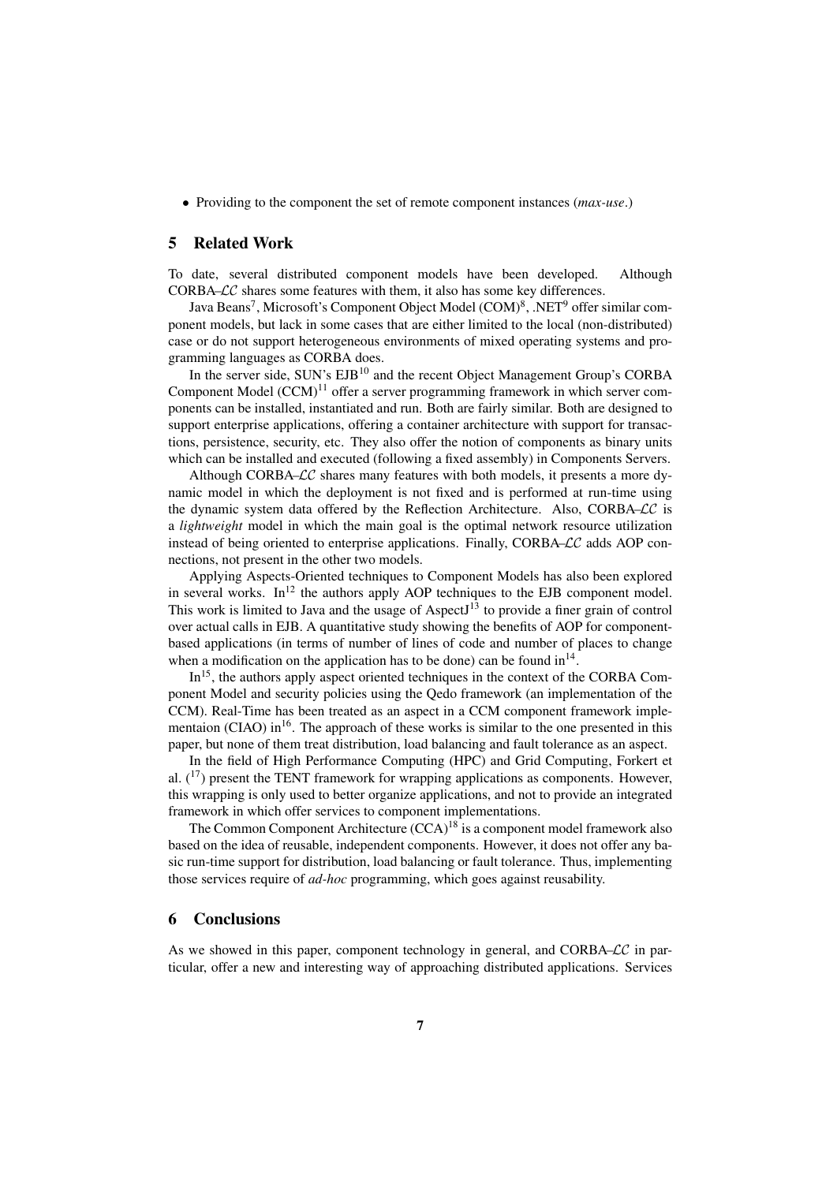- Providing to the component the set of remote component instances (*max-use*.)

## 5 Related Work

To date, several distributed component models have been developed. Although CORBA-$\mathcal{LC}$ shares some features with them, it also has some key differences.

Java Beans[7], Microsoft's Component Object Model (COM)[8], .NET[9] offer similar component models, but lack in some cases that are either limited to the local (non-distributed) case or do not support heterogeneous environments of mixed operating systems and programming languages as CORBA does.

In the server side, SUN's EJB[10] and the recent Object Management Group's CORBA Component Model (CCM)[11] offer a server programming framework in which server components can be installed, instantiated and run. Both are fairly similar. Both are designed to support enterprise applications, offering a container architecture with support for transactions, persistence, security, etc. They also offer the notion of components as binary units which can be installed and executed (following a fixed assembly) in Components Servers.

Although CORBA-$\mathcal{LC}$ shares many features with both models, it presents a more dynamic model in which the deployment is not fixed and is performed at run-time using the dynamic system data offered by the Reflection Architecture. Also, CORBA-$\mathcal{LC}$ is a *lightweight* model in which the main goal is the optimal network resource utilization instead of being oriented to enterprise applications. Finally, CORBA-$\mathcal{LC}$ adds AOP connections, not present in the other two models.

Applying Aspects-Oriented techniques to Component Models has also been explored in several works. In[12] the authors apply AOP techniques to the EJB component model. This work is limited to Java and the usage of AspectJ[13] to provide a finer grain of control over actual calls in EJB. A quantitative study showing the benefits of AOP for component-based applications (in terms of number of lines of code and number of places to change when a modification on the application has to be done) can be found in[14].

In[15], the authors apply aspect oriented techniques in the context of the CORBA Component Model and security policies using the Qedo framework (an implementation of the CCM). Real-Time has been treated as an aspect in a CCM component framework implementaion (CIAO) in[16]. The approach of these works is similar to the one presented in this paper, but none of them treat distribution, load balancing and fault tolerance as an aspect.

In the field of High Performance Computing (HPC) and Grid Computing, Forkert et al. ([17]) present the TENT framework for wrapping applications as components. However, this wrapping is only used to better organize applications, and not to provide an integrated framework in which offer services to component implementations.

The Common Component Architecture (CCA)[18] is a component model framework also based on the idea of reusable, independent components. However, it does not offer any basic run-time support for distribution, load balancing or fault tolerance. Thus, implementing those services require of *ad-hoc* programming, which goes against reusability.

## 6 Conclusions

As we showed in this paper, component technology in general, and CORBA-$\mathcal{LC}$ in particular, offer a new and interesting way of approaching distributed applications. Services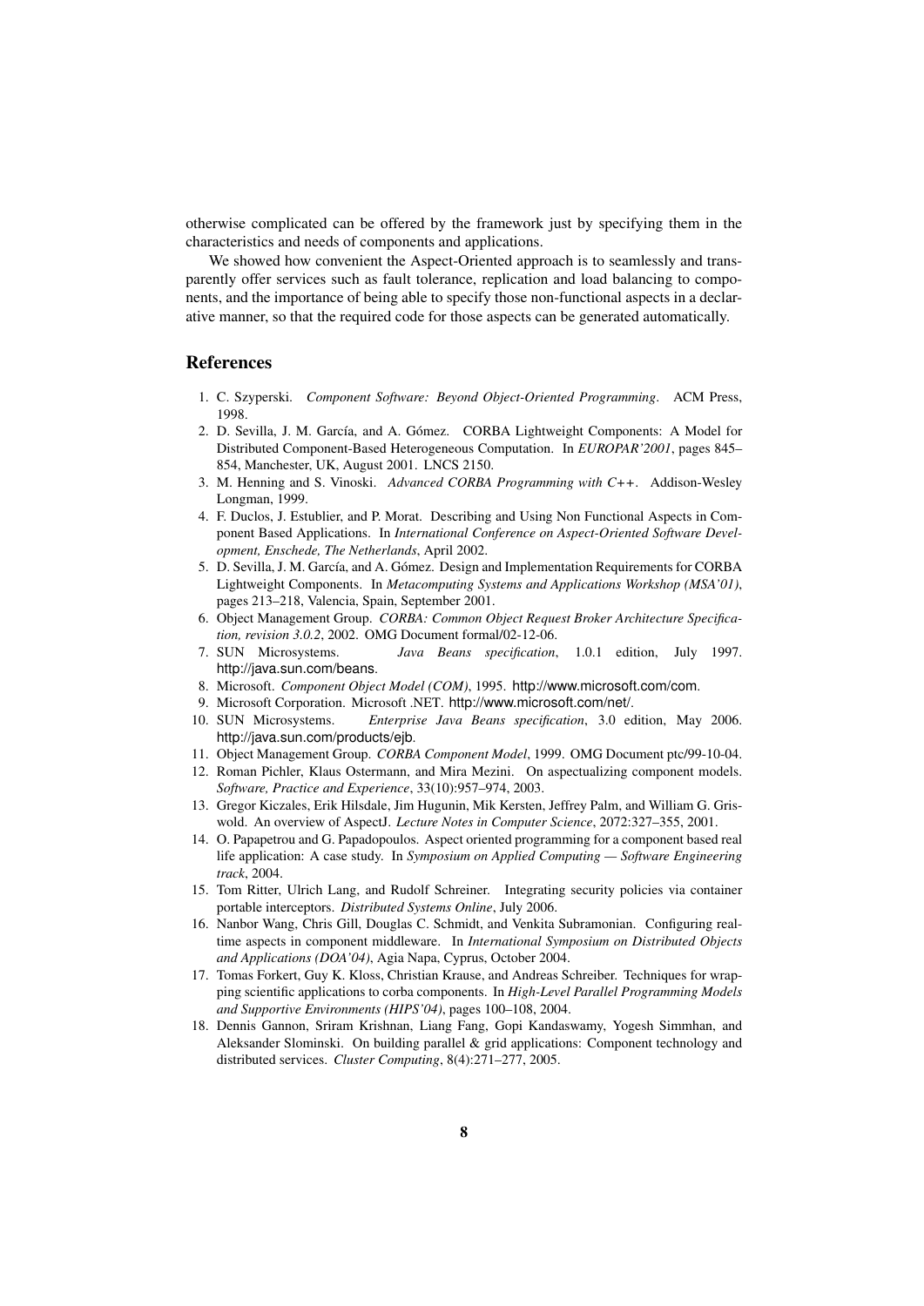otherwise complicated can be offered by the framework just by specifying them in the characteristics and needs of components and applications.

We showed how convenient the Aspect-Oriented approach is to seamlessly and transparently offer services such as fault tolerance, replication and load balancing to components, and the importance of being able to specify those non-functional aspects in a declarative manner, so that the required code for those aspects can be generated automatically.

## References

1. C. Szyperski. *Component Software: Beyond Object-Oriented Programming*. ACM Press, 1998.
2. D. Sevilla, J. M. García, and A. Gómez. CORBA Lightweight Components: A Model for Distributed Component-Based Heterogeneous Computation. In *EUROPAR'2001*, pages 845–854, Manchester, UK, August 2001. LNCS 2150.
3. M. Henning and S. Vinoski. *Advanced CORBA Programming with C++*. Addison-Wesley Longman, 1999.
4. F. Duclos, J. Estublier, and P. Morat. Describing and Using Non Functional Aspects in Component Based Applications. In *International Conference on Aspect-Oriented Software Development, Enschede, The Netherlands*, April 2002.
5. D. Sevilla, J. M. García, and A. Gómez. Design and Implementation Requirements for CORBA Lightweight Components. In *Metacomputing Systems and Applications Workshop (MSA'01)*, pages 213–218, Valencia, Spain, September 2001.
6. Object Management Group. *CORBA: Common Object Request Broker Architecture Specification, revision 3.0.2*, 2002. OMG Document formal/02-12-06.
7. SUN Microsystems. *Java Beans specification*, 1.0.1 edition, July 1997. http://java.sun.com/beans.
8. Microsoft. *Component Object Model (COM)*, 1995. http://www.microsoft.com/com.
9. Microsoft Corporation. Microsoft .NET. http://www.microsoft.com/net/.
10. SUN Microsystems. *Enterprise Java Beans specification*, 3.0 edition, May 2006. http://java.sun.com/products/ejb.
11. Object Management Group. *CORBA Component Model*, 1999. OMG Document ptc/99-10-04.
12. Roman Pichler, Klaus Ostermann, and Mira Mezini. On aspectualizing component models. *Software, Practice and Experience*, 33(10):957–974, 2003.
13. Gregor Kiczales, Erik Hilsdale, Jim Hugunin, Mik Kersten, Jeffrey Palm, and William G. Griswold. An overview of AspectJ. *Lecture Notes in Computer Science*, 2072:327–355, 2001.
14. O. Papapetrou and G. Papadopoulos. Aspect oriented programming for a component based real life application: A case study. In *Symposium on Applied Computing — Software Engineering track*, 2004.
15. Tom Ritter, Ulrich Lang, and Rudolf Schreiner. Integrating security policies via container portable interceptors. *Distributed Systems Online*, July 2006.
16. Nanbor Wang, Chris Gill, Douglas C. Schmidt, and Venkita Subramonian. Configuring real-time aspects in component middleware. In *International Symposium on Distributed Objects and Applications (DOA'04)*, Agia Napa, Cyprus, October 2004.
17. Tomas Forkert, Guy K. Kloss, Christian Krause, and Andreas Schreiber. Techniques for wrapping scientific applications to corba components. In *High-Level Parallel Programming Models and Supportive Environments (HIPS'04)*, pages 100–108, 2004.
18. Dennis Gannon, Sriram Krishnan, Liang Fang, Gopi Kandaswamy, Yogesh Simmhan, and Aleksander Slominski. On building parallel & grid applications: Component technology and distributed services. *Cluster Computing*, 8(4):271–277, 2005.